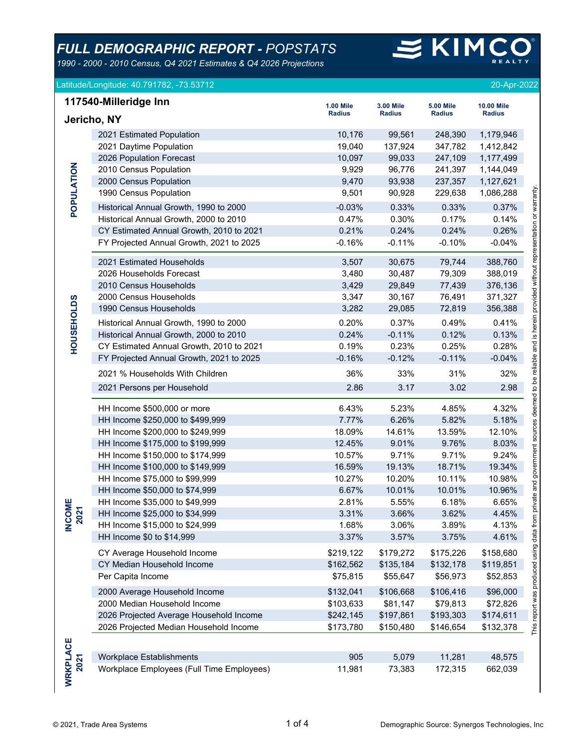# *FULL DEMOGRAPHIC REPORT - POPSTATS*

*1990 - 2000 - 2010 Census, Q4 2021 Estimates & Q4 2026 Projections*

KIMCO REALTY

Latitude/Longitude: 40.791782, -73.53712 — 20-Apr-2022

## 117540-Milleridge Inn

## Jericho, NY

| | | 1.00 Mile Radius | 3.00 Mile Radius | 5.00 Mile Radius | 10.00 Mile Radius |
|---|---|---|---|---|---|
| **POPULATION** | 2021 Estimated Population | 10,176 | 99,561 | 248,390 | 1,179,946 |
| | 2021 Daytime Population | 19,040 | 137,924 | 347,782 | 1,412,842 |
| | 2026 Population Forecast | 10,097 | 99,033 | 247,109 | 1,177,499 |
| | 2010 Census Population | 9,929 | 96,776 | 241,397 | 1,144,049 |
| | 2000 Census Population | 9,470 | 93,938 | 237,357 | 1,127,621 |
| | 1990 Census Population | 9,501 | 90,928 | 229,638 | 1,086,288 |
| | Historical Annual Growth, 1990 to 2000 | -0.03% | 0.33% | 0.33% | 0.37% |
| | Historical Annual Growth, 2000 to 2010 | 0.47% | 0.30% | 0.17% | 0.14% |
| | CY Estimated Annual Growth, 2010 to 2021 | 0.21% | 0.24% | 0.24% | 0.26% |
| | FY Projected Annual Growth, 2021 to 2025 | -0.16% | -0.11% | -0.10% | -0.04% |
| **HOUSEHOLDS** | 2021 Estimated Households | 3,507 | 30,675 | 79,744 | 388,760 |
| | 2026 Households Forecast | 3,480 | 30,487 | 79,309 | 388,019 |
| | 2010 Census Households | 3,429 | 29,849 | 77,439 | 376,136 |
| | 2000 Census Households | 3,347 | 30,167 | 76,491 | 371,327 |
| | 1990 Census Households | 3,282 | 29,085 | 72,819 | 356,388 |
| | Historical Annual Growth, 1990 to 2000 | 0.20% | 0.37% | 0.49% | 0.41% |
| | Historical Annual Growth, 2000 to 2010 | 0.24% | -0.11% | 0.12% | 0.13% |
| | CY Estimated Annual Growth, 2010 to 2021 | 0.19% | 0.23% | 0.25% | 0.28% |
| | FY Projected Annual Growth, 2021 to 2025 | -0.16% | -0.12% | -0.11% | -0.04% |
| | 2021 % Households With Children | 36% | 33% | 31% | 32% |
| | 2021 Persons per Household | 2.86 | 3.17 | 3.02 | 2.98 |
| **INCOME 2021** | HH Income $500,000 or more | 6.43% | 5.23% | 4.85% | 4.32% |
| | HH Income $250,000 to $499,999 | 7.77% | 6.26% | 5.82% | 5.18% |
| | HH Income $200,000 to $249,999 | 18.09% | 14.61% | 13.59% | 12.10% |
| | HH Income $175,000 to $199,999 | 12.45% | 9.01% | 9.76% | 8.03% |
| | HH Income $150,000 to $174,999 | 10.57% | 9.71% | 9.71% | 9.24% |
| | HH Income $100,000 to $149,999 | 16.59% | 19.13% | 18.71% | 19.34% |
| | HH Income $75,000 to $99,999 | 10.27% | 10.20% | 10.11% | 10.98% |
| | HH Income $50,000 to $74,999 | 6.67% | 10.01% | 10.01% | 10.96% |
| | HH Income $35,000 to $49,999 | 2.81% | 5.55% | 6.18% | 6.65% |
| | HH Income $25,000 to $34,999 | 3.31% | 3.66% | 3.62% | 4.45% |
| | HH Income $15,000 to $24,999 | 1.68% | 3.06% | 3.89% | 4.13% |
| | HH Income $0 to $14,999 | 3.37% | 3.57% | 3.75% | 4.61% |
| | CY Average Household Income | $219,122 | $179,272 | $175,226 | $158,680 |
| | CY Median Household Income | $162,562 | $135,184 | $132,178 | $119,851 |
| | Per Capita Income | $75,815 | $55,647 | $56,973 | $52,853 |
| | 2000 Average Household Income | $132,041 | $106,668 | $106,416 | $96,000 |
| | 2000 Median Household Income | $103,633 | $81,147 | $79,813 | $72,826 |
| | 2026 Projected Average Household Income | $242,145 | $197,861 | $193,303 | $174,611 |
| | 2026 Projected Median Household Income | $173,780 | $150,480 | $146,654 | $132,378 |
| **WRKPLACE 2021** | Workplace Establishments | 905 | 5,079 | 11,281 | 48,575 |
| | Workplace Employees (Full Time Employees) | 11,981 | 73,383 | 172,315 | 662,039 |

This report was produced using data from private and government sources deemed to be reliable and is herein provided without representation or warranty.

© 2021, Trade Area Systems — Demographic Source: Synergos Technologies, Inc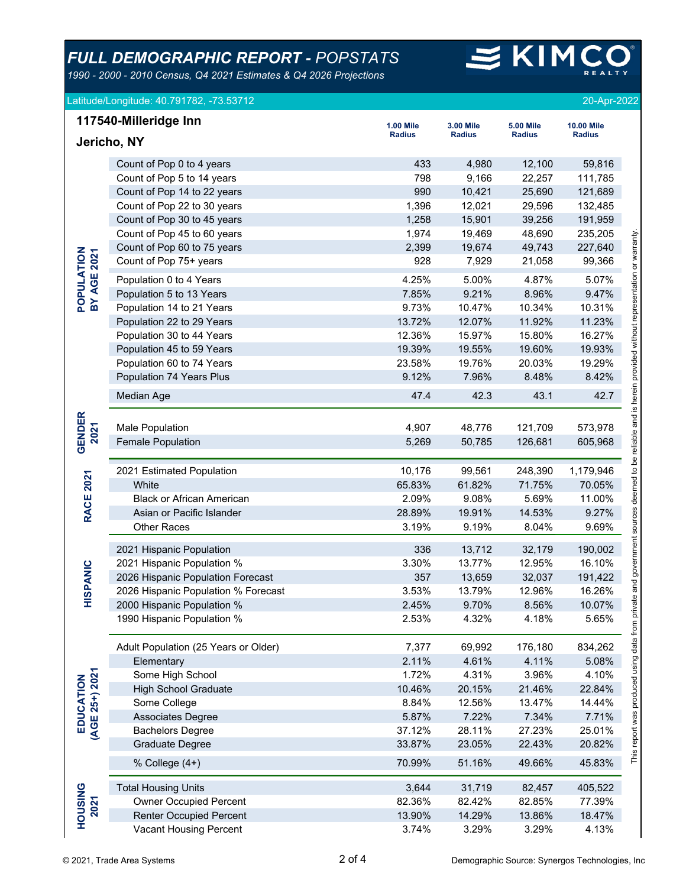# *FULL DEMOGRAPHIC REPORT - POPSTATS*

*1990 - 2000 - 2010 Census, Q4 2021 Estimates & Q4 2026 Projections*

Latitude/Longitude: 40.791782, -73.53712

20-Apr-2022

## 117540-Milleridge Inn

## Jericho, NY

| Section | | 1.00 Mile Radius | 3.00 Mile Radius | 5.00 Mile Radius | 10.00 Mile Radius |
|---|---|---|---|---|---|
| **POPULATION BY AGE 2021** | Count of Pop 0 to 4 years | 433 | 4,980 | 12,100 | 59,816 |
| | Count of Pop 5 to 14 years | 798 | 9,166 | 22,257 | 111,785 |
| | Count of Pop 14 to 22 years | 990 | 10,421 | 25,690 | 121,689 |
| | Count of Pop 22 to 30 years | 1,396 | 12,021 | 29,596 | 132,485 |
| | Count of Pop 30 to 45 years | 1,258 | 15,901 | 39,256 | 191,959 |
| | Count of Pop 45 to 60 years | 1,974 | 19,469 | 48,690 | 235,205 |
| | Count of Pop 60 to 75 years | 2,399 | 19,674 | 49,743 | 227,640 |
| | Count of Pop 75+ years | 928 | 7,929 | 21,058 | 99,366 |
| | Population 0 to 4 Years | 4.25% | 5.00% | 4.87% | 5.07% |
| | Population 5 to 13 Years | 7.85% | 9.21% | 8.96% | 9.47% |
| | Population 14 to 21 Years | 9.73% | 10.47% | 10.34% | 10.31% |
| | Population 22 to 29 Years | 13.72% | 12.07% | 11.92% | 11.23% |
| | Population 30 to 44 Years | 12.36% | 15.97% | 15.80% | 16.27% |
| | Population 45 to 59 Years | 19.39% | 19.55% | 19.60% | 19.93% |
| | Population 60 to 74 Years | 23.58% | 19.76% | 20.03% | 19.29% |
| | Population 74 Years Plus | 9.12% | 7.96% | 8.48% | 8.42% |
| | Median Age | 47.4 | 42.3 | 43.1 | 42.7 |
| **GENDER 2021** | Male Population | 4,907 | 48,776 | 121,709 | 573,978 |
| | Female Population | 5,269 | 50,785 | 126,681 | 605,968 |
| **RACE 2021** | 2021 Estimated Population | 10,176 | 99,561 | 248,390 | 1,179,946 |
| | White | 65.83% | 61.82% | 71.75% | 70.05% |
| | Black or African American | 2.09% | 9.08% | 5.69% | 11.00% |
| | Asian or Pacific Islander | 28.89% | 19.91% | 14.53% | 9.27% |
| | Other Races | 3.19% | 9.19% | 8.04% | 9.69% |
| **HISPANIC** | 2021 Hispanic Population | 336 | 13,712 | 32,179 | 190,002 |
| | 2021 Hispanic Population % | 3.30% | 13.77% | 12.95% | 16.10% |
| | 2026 Hispanic Population Forecast | 357 | 13,659 | 32,037 | 191,422 |
| | 2026 Hispanic Population % Forecast | 3.53% | 13.79% | 12.96% | 16.26% |
| | 2000 Hispanic Population % | 2.45% | 9.70% | 8.56% | 10.07% |
| | 1990 Hispanic Population % | 2.53% | 4.32% | 4.18% | 5.65% |
| **EDUCATION (AGE 25+) 2021** | Adult Population (25 Years or Older) | 7,377 | 69,992 | 176,180 | 834,262 |
| | Elementary | 2.11% | 4.61% | 4.11% | 5.08% |
| | Some High School | 1.72% | 4.31% | 3.96% | 4.10% |
| | High School Graduate | 10.46% | 20.15% | 21.46% | 22.84% |
| | Some College | 8.84% | 12.56% | 13.47% | 14.44% |
| | Associates Degree | 5.87% | 7.22% | 7.34% | 7.71% |
| | Bachelors Degree | 37.12% | 28.11% | 27.23% | 25.01% |
| | Graduate Degree | 33.87% | 23.05% | 22.43% | 20.82% |
| | % College (4+) | 70.99% | 51.16% | 49.66% | 45.83% |
| **HOUSING 2021** | Total Housing Units | 3,644 | 31,719 | 82,457 | 405,522 |
| | Owner Occupied Percent | 82.36% | 82.42% | 82.85% | 77.39% |
| | Renter Occupied Percent | 13.90% | 14.29% | 13.86% | 18.47% |
| | Vacant Housing Percent | 3.74% | 3.29% | 3.29% | 4.13% |

This report was produced using data from private and government sources deemed to be reliable and is herein provided without representation or warranty.

© 2021, Trade Area Systems

Demographic Source: Synergos Technologies, Inc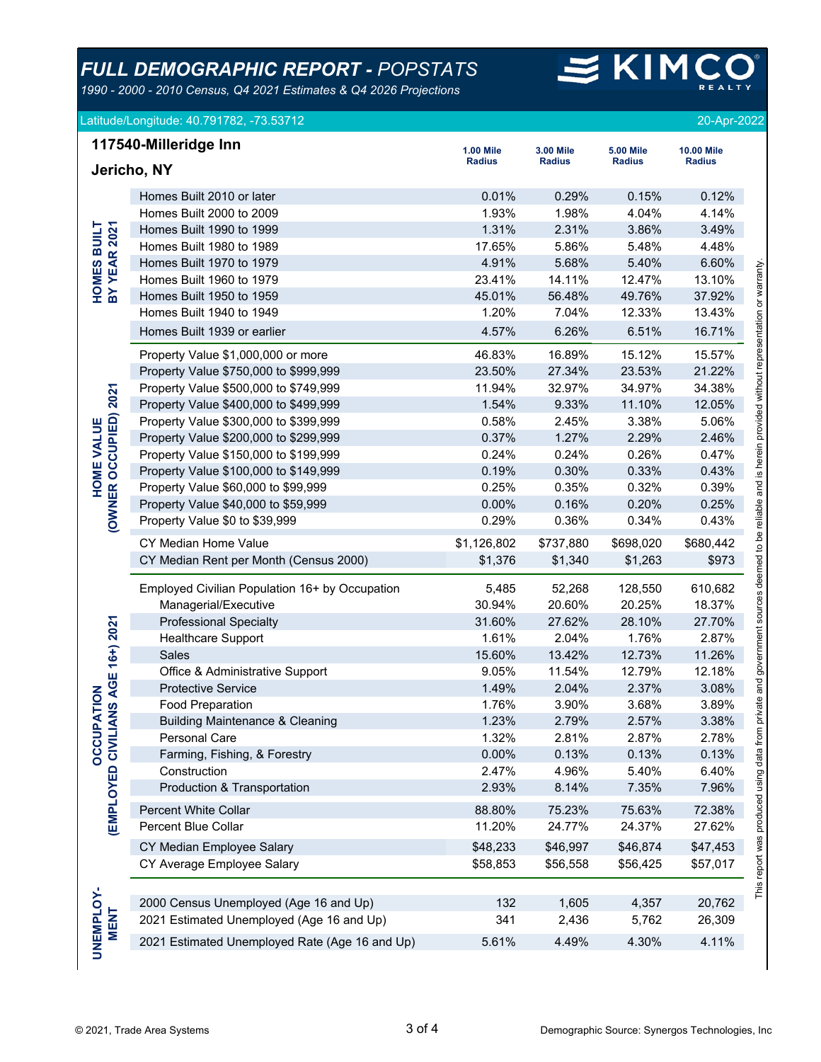# *FULL DEMOGRAPHIC REPORT - POPSTATS*

*1990 - 2000 - 2010 Census, Q4 2021 Estimates & Q4 2026 Projections*

KIMCO REALTY

Latitude/Longitude: 40.791782, -73.53712 — 20-Apr-2022

## 117540-Milleridge Inn

## Jericho, NY

| Section | | 1.00 Mile Radius | 3.00 Mile Radius | 5.00 Mile Radius | 10.00 Mile Radius |
|---|---|---|---|---|---|
| **HOMES BUILT BY YEAR 2021** | Homes Built 2010 or later | 0.01% | 0.29% | 0.15% | 0.12% |
| | Homes Built 2000 to 2009 | 1.93% | 1.98% | 4.04% | 4.14% |
| | Homes Built 1990 to 1999 | 1.31% | 2.31% | 3.86% | 3.49% |
| | Homes Built 1980 to 1989 | 17.65% | 5.86% | 5.48% | 4.48% |
| | Homes Built 1970 to 1979 | 4.91% | 5.68% | 5.40% | 6.60% |
| | Homes Built 1960 to 1979 | 23.41% | 14.11% | 12.47% | 13.10% |
| | Homes Built 1950 to 1959 | 45.01% | 56.48% | 49.76% | 37.92% |
| | Homes Built 1940 to 1949 | 1.20% | 7.04% | 12.33% | 13.43% |
| | Homes Built 1939 or earlier | 4.57% | 6.26% | 6.51% | 16.71% |
| **HOME VALUE (OWNER OCCUPIED) 2021** | Property Value $1,000,000 or more | 46.83% | 16.89% | 15.12% | 15.57% |
| | Property Value $750,000 to $999,999 | 23.50% | 27.34% | 23.53% | 21.22% |
| | Property Value $500,000 to $749,999 | 11.94% | 32.97% | 34.97% | 34.38% |
| | Property Value $400,000 to $499,999 | 1.54% | 9.33% | 11.10% | 12.05% |
| | Property Value $300,000 to $399,999 | 0.58% | 2.45% | 3.38% | 5.06% |
| | Property Value $200,000 to $299,999 | 0.37% | 1.27% | 2.29% | 2.46% |
| | Property Value $150,000 to $199,999 | 0.24% | 0.24% | 0.26% | 0.47% |
| | Property Value $100,000 to $149,999 | 0.19% | 0.30% | 0.33% | 0.43% |
| | Property Value $60,000 to $99,999 | 0.25% | 0.35% | 0.32% | 0.39% |
| | Property Value $40,000 to $59,999 | 0.00% | 0.16% | 0.20% | 0.25% |
| | Property Value $0 to $39,999 | 0.29% | 0.36% | 0.34% | 0.43% |
| | CY Median Home Value | $1,126,802 | $737,880 | $698,020 | $680,442 |
| | CY Median Rent per Month (Census 2000) | $1,376 | $1,340 | $1,263 | $973 |
| **OCCUPATION (EMPLOYED CIVILIANS AGE 16+) 2021** | Employed Civilian Population 16+ by Occupation | 5,485 | 52,268 | 128,550 | 610,682 |
| | Managerial/Executive | 30.94% | 20.60% | 20.25% | 18.37% |
| | Professional Specialty | 31.60% | 27.62% | 28.10% | 27.70% |
| | Healthcare Support | 1.61% | 2.04% | 1.76% | 2.87% |
| | Sales | 15.60% | 13.42% | 12.73% | 11.26% |
| | Office & Administrative Support | 9.05% | 11.54% | 12.79% | 12.18% |
| | Protective Service | 1.49% | 2.04% | 2.37% | 3.08% |
| | Food Preparation | 1.76% | 3.90% | 3.68% | 3.89% |
| | Building Maintenance & Cleaning | 1.23% | 2.79% | 2.57% | 3.38% |
| | Personal Care | 1.32% | 2.81% | 2.87% | 2.78% |
| | Farming, Fishing, & Forestry | 0.00% | 0.13% | 0.13% | 0.13% |
| | Construction | 2.47% | 4.96% | 5.40% | 6.40% |
| | Production & Transportation | 2.93% | 8.14% | 7.35% | 7.96% |
| | Percent White Collar | 88.80% | 75.23% | 75.63% | 72.38% |
| | Percent Blue Collar | 11.20% | 24.77% | 24.37% | 27.62% |
| | CY Median Employee Salary | $48,233 | $46,997 | $46,874 | $47,453 |
| | CY Average Employee Salary | $58,853 | $56,558 | $56,425 | $57,017 |
| **UNEMPLOYMENT** | 2000 Census Unemployed (Age 16 and Up) | 132 | 1,605 | 4,357 | 20,762 |
| | 2021 Estimated Unemployed (Age 16 and Up) | 341 | 2,436 | 5,762 | 26,309 |
| | 2021 Estimated Unemployed Rate (Age 16 and Up) | 5.61% | 4.49% | 4.30% | 4.11% |

This report was produced using data from private and government sources deemed to be reliable and is herein provided without representation or warranty.

© 2021, Trade Area Systems — Demographic Source: Synergos Technologies, Inc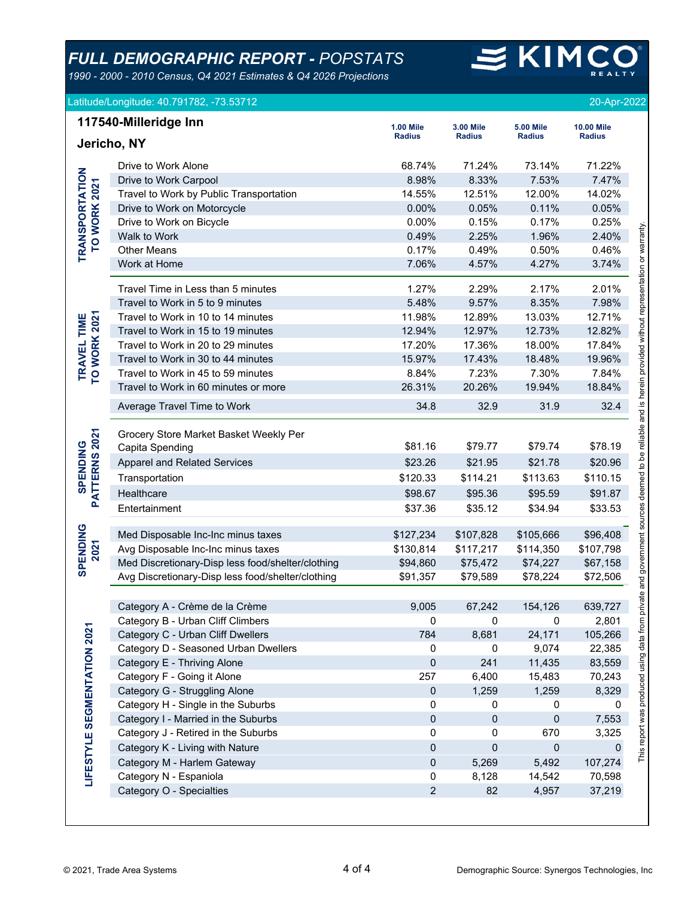# *FULL DEMOGRAPHIC REPORT - POPSTATS*

*1990 - 2000 - 2010 Census, Q4 2021 Estimates & Q4 2026 Projections*

KIMCO REALTY

Latitude/Longitude: 40.791782, -73.53712

20-Apr-2022

## 117540-Milleridge Inn

## Jericho, NY

| | | 1.00 Mile Radius | 3.00 Mile Radius | 5.00 Mile Radius | 10.00 Mile Radius |
|---|---|---|---|---|---|
| TRANSPORTATION TO WORK 2021 | Drive to Work Alone | 68.74% | 71.24% | 73.14% | 71.22% |
| | Drive to Work Carpool | 8.98% | 8.33% | 7.53% | 7.47% |
| | Travel to Work by Public Transportation | 14.55% | 12.51% | 12.00% | 14.02% |
| | Drive to Work on Motorcycle | 0.00% | 0.05% | 0.11% | 0.05% |
| | Drive to Work on Bicycle | 0.00% | 0.15% | 0.17% | 0.25% |
| | Walk to Work | 0.49% | 2.25% | 1.96% | 2.40% |
| | Other Means | 0.17% | 0.49% | 0.50% | 0.46% |
| | Work at Home | 7.06% | 4.57% | 4.27% | 3.74% |
| TRAVEL TIME TO WORK 2021 | Travel Time in Less than 5 minutes | 1.27% | 2.29% | 2.17% | 2.01% |
| | Travel to Work in 5 to 9 minutes | 5.48% | 9.57% | 8.35% | 7.98% |
| | Travel to Work in 10 to 14 minutes | 11.98% | 12.89% | 13.03% | 12.71% |
| | Travel to Work in 15 to 19 minutes | 12.94% | 12.97% | 12.73% | 12.82% |
| | Travel to Work in 20 to 29 minutes | 17.20% | 17.36% | 18.00% | 17.84% |
| | Travel to Work in 30 to 44 minutes | 15.97% | 17.43% | 18.48% | 19.96% |
| | Travel to Work in 45 to 59 minutes | 8.84% | 7.23% | 7.30% | 7.84% |
| | Travel to Work in 60 minutes or more | 26.31% | 20.26% | 19.94% | 18.84% |
| | Average Travel Time to Work | 34.8 | 32.9 | 31.9 | 32.4 |
| SPENDING PATTERNS 2021 | Grocery Store Market Basket Weekly Per Capita Spending | $81.16 | $79.77 | $79.74 | $78.19 |
| | Apparel and Related Services | $23.26 | $21.95 | $21.78 | $20.96 |
| | Transportation | $120.33 | $114.21 | $113.63 | $110.15 |
| | Healthcare | $98.67 | $95.36 | $95.59 | $91.87 |
| | Entertainment | $37.36 | $35.12 | $34.94 | $33.53 |
| SPENDING 2021 | Med Disposable Inc-Inc minus taxes | $127,234 | $107,828 | $105,666 | $96,408 |
| | Avg Disposable Inc-Inc minus taxes | $130,814 | $117,217 | $114,350 | $107,798 |
| | Med Discretionary-Disp less food/shelter/clothing | $94,860 | $75,472 | $74,227 | $67,158 |
| | Avg Discretionary-Disp less food/shelter/clothing | $91,357 | $79,589 | $78,224 | $72,506 |
| LIFESTYLE SEGMENTATION 2021 | Category A - Crème de la Crème | 9,005 | 67,242 | 154,126 | 639,727 |
| | Category B - Urban Cliff Climbers | 0 | 0 | 0 | 2,801 |
| | Category C - Urban Cliff Dwellers | 784 | 8,681 | 24,171 | 105,266 |
| | Category D - Seasoned Urban Dwellers | 0 | 0 | 9,074 | 22,385 |
| | Category E - Thriving Alone | 0 | 241 | 11,435 | 83,559 |
| | Category F - Going it Alone | 257 | 6,400 | 15,483 | 70,243 |
| | Category G - Struggling Alone | 0 | 1,259 | 1,259 | 8,329 |
| | Category H - Single in the Suburbs | 0 | 0 | 0 | 0 |
| | Category I - Married in the Suburbs | 0 | 0 | 0 | 7,553 |
| | Category J - Retired in the Suburbs | 0 | 0 | 670 | 3,325 |
| | Category K - Living with Nature | 0 | 0 | 0 | 0 |
| | Category M - Harlem Gateway | 0 | 5,269 | 5,492 | 107,274 |
| | Category N - Espaniola | 0 | 8,128 | 14,542 | 70,598 |
| | Category O - Specialties | 2 | 82 | 4,957 | 37,219 |

This report was produced using data from private and government sources deemed to be reliable and is herein provided without representation or warranty.

© 2021, Trade Area Systems

Demographic Source: Synergos Technologies, Inc